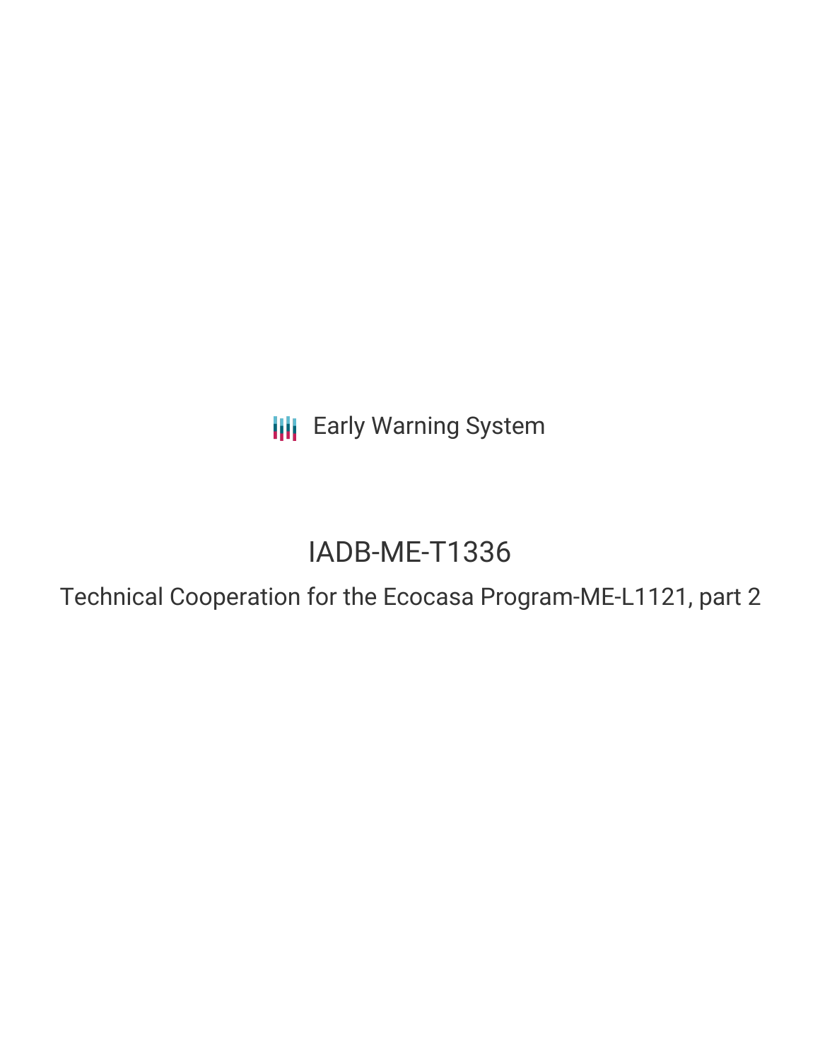Early Warning System

# IADB-ME-T1336

## Technical Cooperation for the Ecocasa Program-ME-L1121, part 2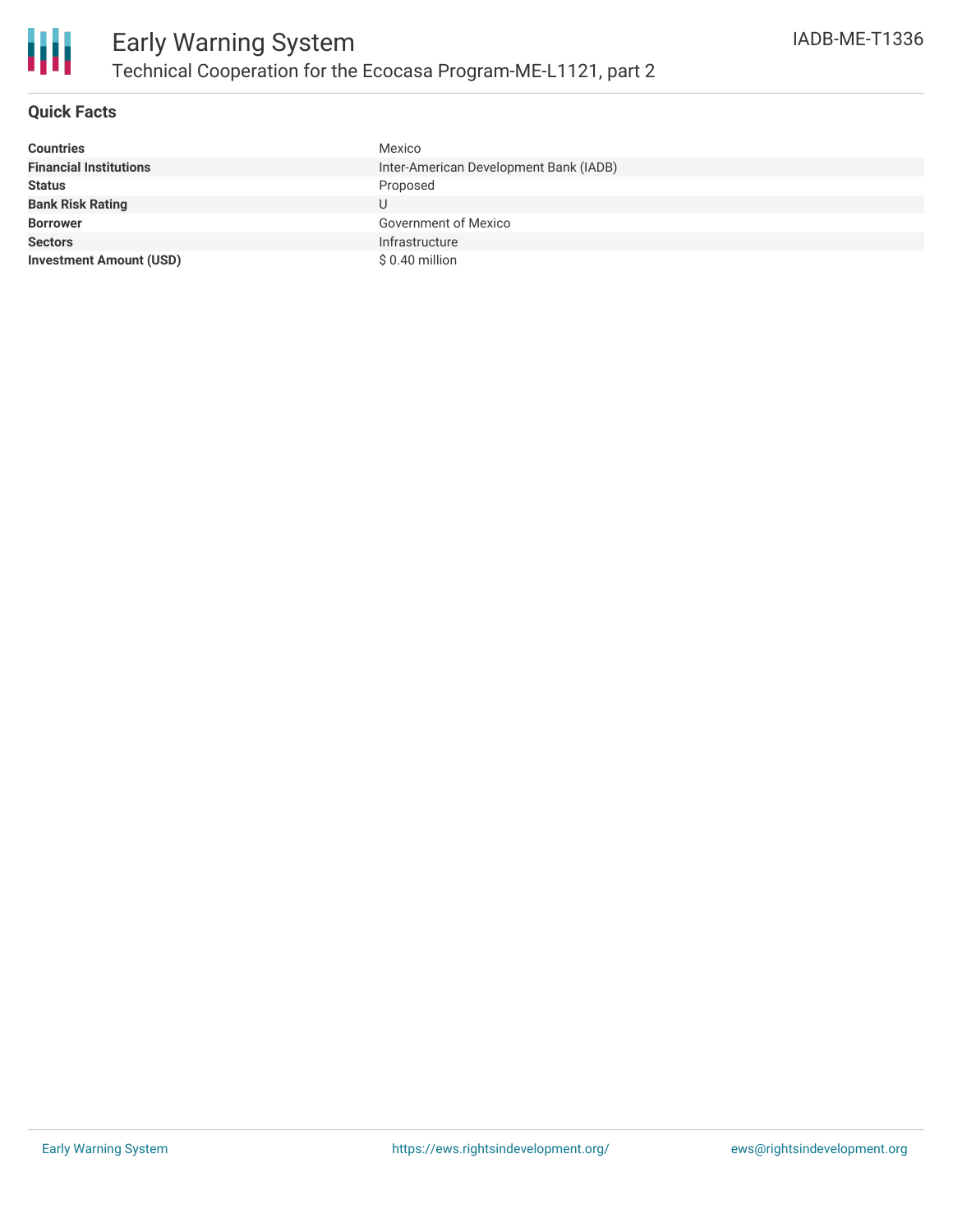# Early Warning System

## Technical Cooperation for the Ecocasa Program-ME-L1121, part 2

IADB-ME-T1336

### Quick Facts

| | |
|---|---|
| **Countries** | Mexico |
| **Financial Institutions** | Inter-American Development Bank (IADB) |
| **Status** | Proposed |
| **Bank Risk Rating** | U |
| **Borrower** | Government of Mexico |
| **Sectors** | Infrastructure |
| **Investment Amount (USD)** | $ 0.40 million |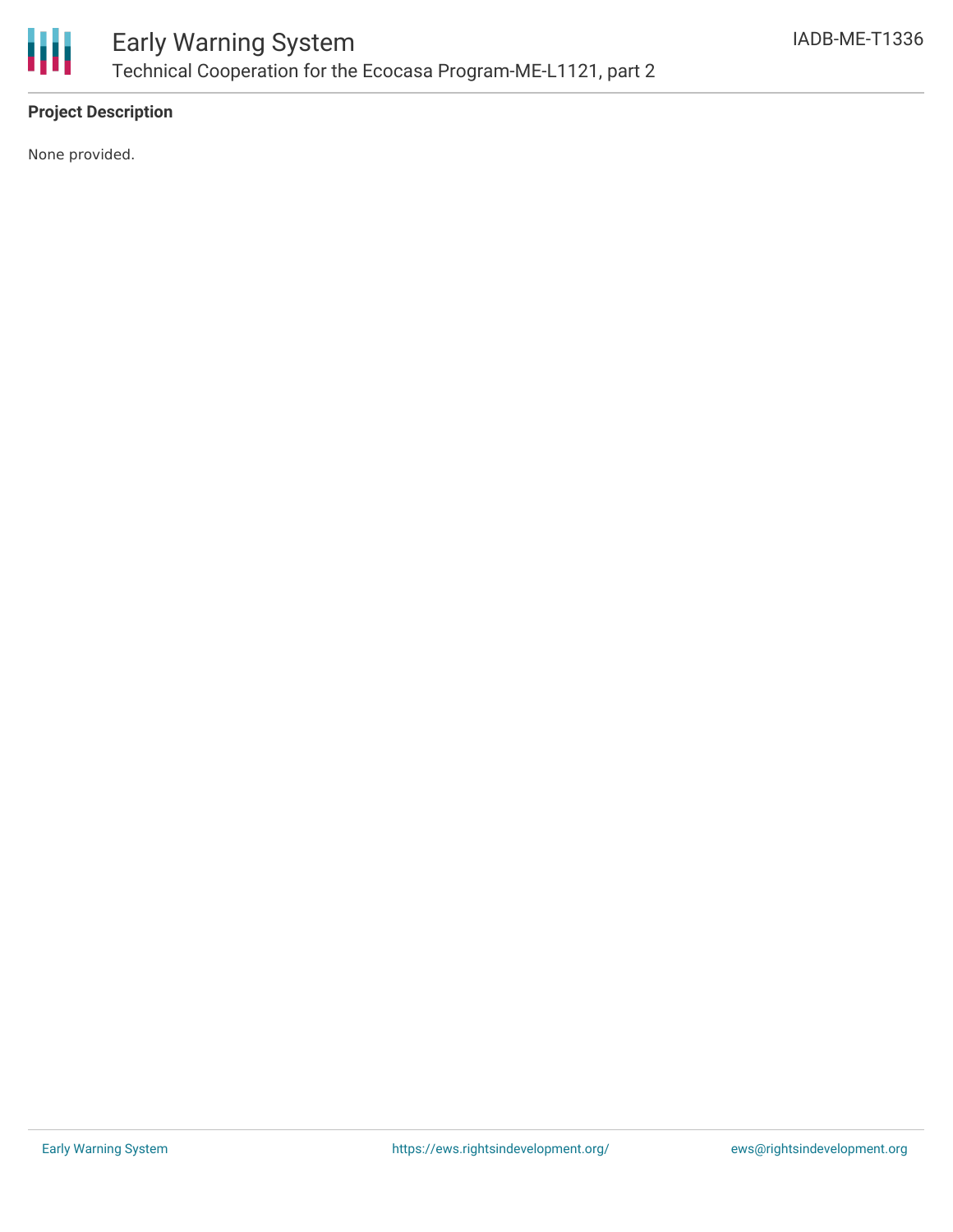## Project Description

None provided.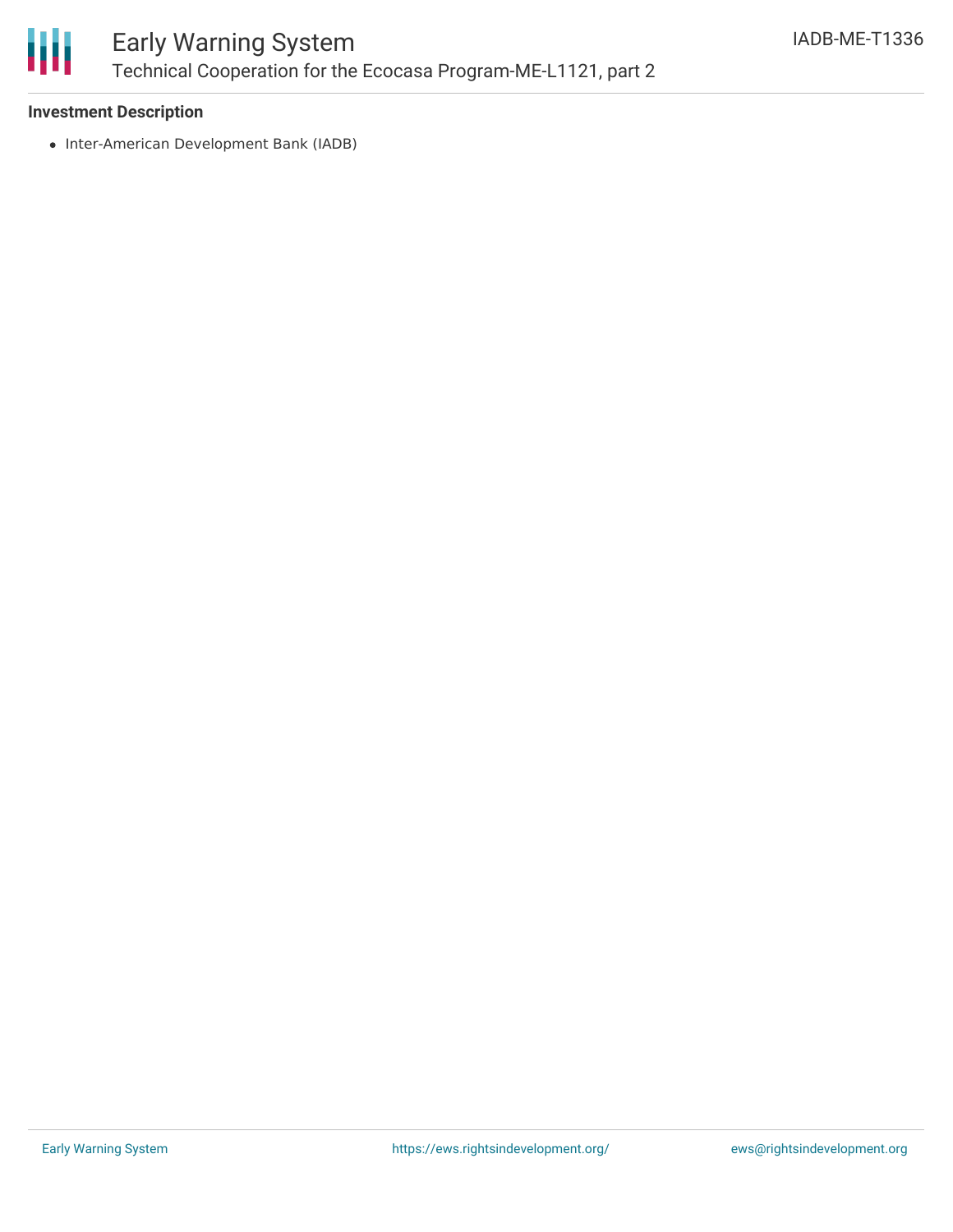### Investment Description

- Inter-American Development Bank (IADB)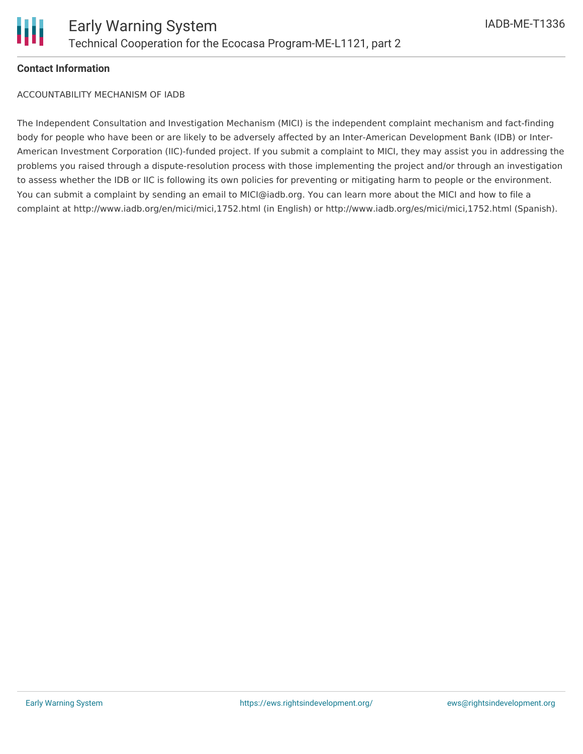**Contact Information**

ACCOUNTABILITY MECHANISM OF IADB

The Independent Consultation and Investigation Mechanism (MICI) is the independent complaint mechanism and fact-finding body for people who have been or are likely to be adversely affected by an Inter-American Development Bank (IDB) or Inter-American Investment Corporation (IIC)-funded project. If you submit a complaint to MICI, they may assist you in addressing the problems you raised through a dispute-resolution process with those implementing the project and/or through an investigation to assess whether the IDB or IIC is following its own policies for preventing or mitigating harm to people or the environment. You can submit a complaint by sending an email to MICI@iadb.org. You can learn more about the MICI and how to file a complaint at http://www.iadb.org/en/mici/mici,1752.html (in English) or http://www.iadb.org/es/mici/mici,1752.html (Spanish).